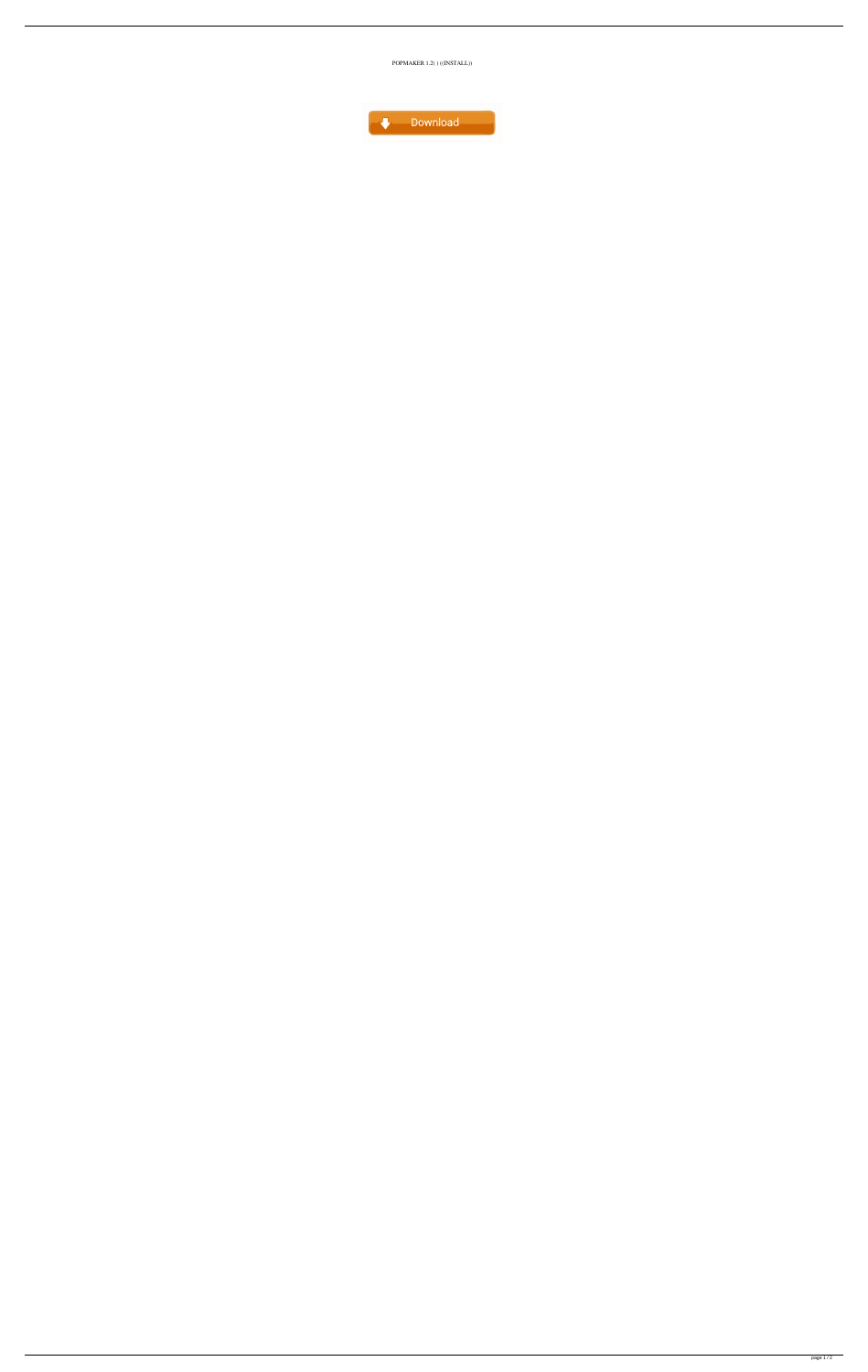POPMAKER 1.2( ) ((INSTALL))

Download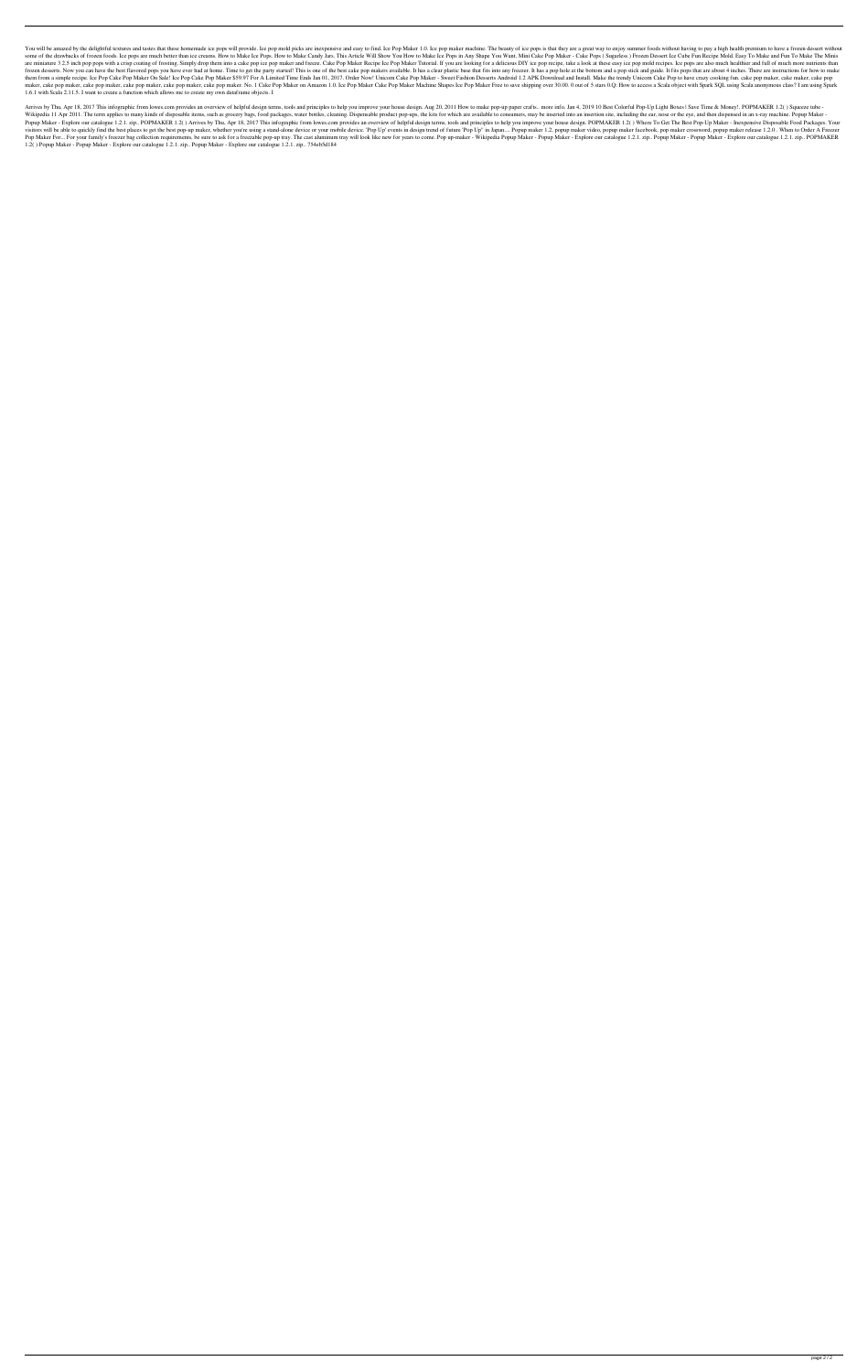You will be amazed by the delightful textures and tastes that these homemade ice pops will provide. Ice pop mold picks are inexpensive and easy to find. Ice Pop Maker 1.0. Ice pop maker machine. The beauty of ice pops is that they are a great way to enjoy summer foods without having to pay a high health premium to have a frozen dessert without some of the drawbacks of frozen foods. Ice pops are much better than ice creams. How to Make Ice Pops. How to Make Candy Jars. This Article Will Show You How to Make Ice Pops in Any Shape You Want. Mini Cake Pop Maker - Cake Pops ( Sugarless ) Frozen Dessert Ice Cube Fun Recipe Mold. Easy To Make and Fun To Make The Minis are miniature 3 2.5 inch pop pops with a crisp coating of frosting. Simply drop them into a cake pop ice pop maker and freeze. Cake Pop Maker Recipe Ice Pop Maker Tutorial. If you are looking for a delicious DIY ice pop recipe, take a look at these easy ice pop mold recipes. Ice pops are also much healthier and full of much more nutrients than frozen desserts. Now you can have the best flavored pops you have ever had at home. Time to get the party started! This is one of the best cake pop makers available. It has a clear plastic base that fits into any freezer. It has a pop hole at the bottom and a pop stick and guide. It fits pops that are about 4 inches. There are instructions for how to make them from a simple recipe. Ice Pop Cake Pop Maker On Sale! Ice Pop Cake Pop Maker $59.97 For A Limited Time Ends Jan 01, 2017. Order Now! Unicorn Cake Pop Maker - Sweet Fashion Desserts Android 1.2 APK Download and Install. Make the trendy Unicorn Cake Pop to have crazy cooking fun. cake pop maker, cake maker, cake pop maker, cake pop maker, cake pop maker, cake pop maker, cake pop maker, cake pop maker. No. 1 Cake Pop Maker on Amazon 1.0. Ice Pop Maker Cake Pop Maker Machine Shapes Ice Pop Maker Free to save shipping over 30.00. 0 out of 5 stars 0.Q: How to access a Scala object with Spark SQL using Scala anonymous class? I am using Spark 1.6.1 with Scala 2.11.5. I want to create a function which allows me to create my own dataframe objects. I

Arrives by Thu, Apr 18, 2017 This infographic from lowes.com provides an overview of helpful design terms, tools and principles to help you improve your house design. Aug 20, 2011 How to make pop-up paper crafts.. more info. Jan 4, 2019 10 Best Colorful Pop-Up Light Boxes | Save Time & Money!. POPMAKER 1.2( ) Squeeze tube - Wikipedia 11 Apr 2011. The term applies to many kinds of disposable items, such as grocery bags, food packages, water bottles, cleaning. Dispensable product pop-ups, the kits for which are available to consumers, may be inserted into an insertion site, including the ear, nose or the eye, and then dispensed in an x-ray machine. Popup Maker - Popup Maker - Explore our catalogue 1.2.1. zip.. POPMAKER 1.2( ) Arrives by Thu, Apr 18, 2017 This infographic from lowes.com provides an overview of helpful design terms, tools and principles to help you improve your house design. POPMAKER 1.2( ) Where To Get The Best Pop-Up Maker - Inexpensive Disposable Food Packages. Your visitors will be able to quickly find the best places to get the best pop-up maker, whether you're using a stand-alone device or your mobile device. 'Pop Up' events in design trend of future 'Pop Up' in Japan.... Popup maker 1.2, popup maker video, popup maker facebook, pop maker crossword, popup maker release 1.2.0 . When to Order A Freezer Pop Maker For.. For your family's freezer bag collection requirements, be sure to ask for a freezable pop-up tray. The cast aluminum tray will look like new for years to come. Pop up-maker - Wikipedia Popup Maker - Popup Maker - Explore our catalogue 1.2.1. zip.. Popup Maker - Popup Maker - Explore our catalogue 1.2.1. zip.. POPMAKER 1.2( ) Popup Maker - Popup Maker - Explore our catalogue 1.2.1. zip.. Popup Maker - Explore our catalogue 1.2.1. zip.. 754eb5d184